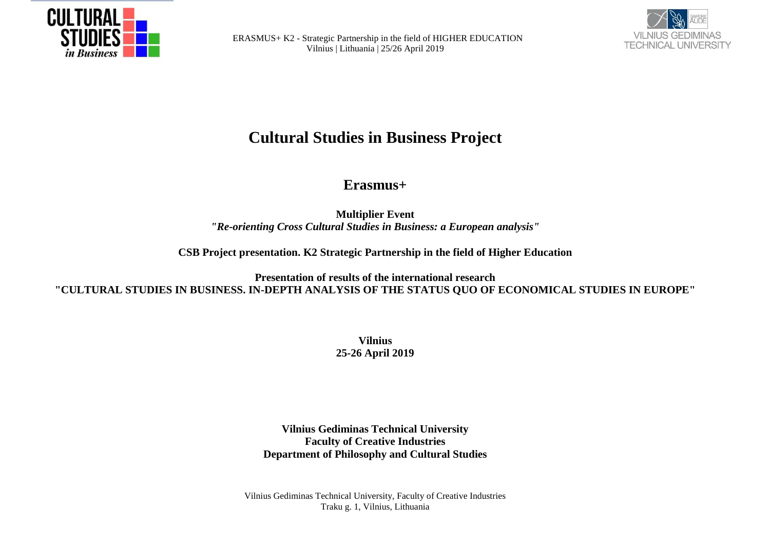ERASMUS+ K2 - Strategic Partnership in the field of HIGHER EDUCATION
Vilnius | Lithuania | 25/26 April 2019

# Cultural Studies in Business Project

## Erasmus+

**Multiplier Event**
***"Re-orienting Cross Cultural Studies in Business: a European analysis"***

**CSB Project presentation. K2 Strategic Partnership in the field of Higher Education**

**Presentation of results of the international research**
**"CULTURAL STUDIES IN BUSINESS. IN-DEPTH ANALYSIS OF THE STATUS QUO OF ECONOMICAL STUDIES IN EUROPE"**

**Vilnius**
**25-26 April 2019**

**Vilnius Gediminas Technical University**
**Faculty of Creative Industries**
**Department of Philosophy and Cultural Studies**

Vilnius Gediminas Technical University, Faculty of Creative Industries
Traku g. 1, Vilnius, Lithuania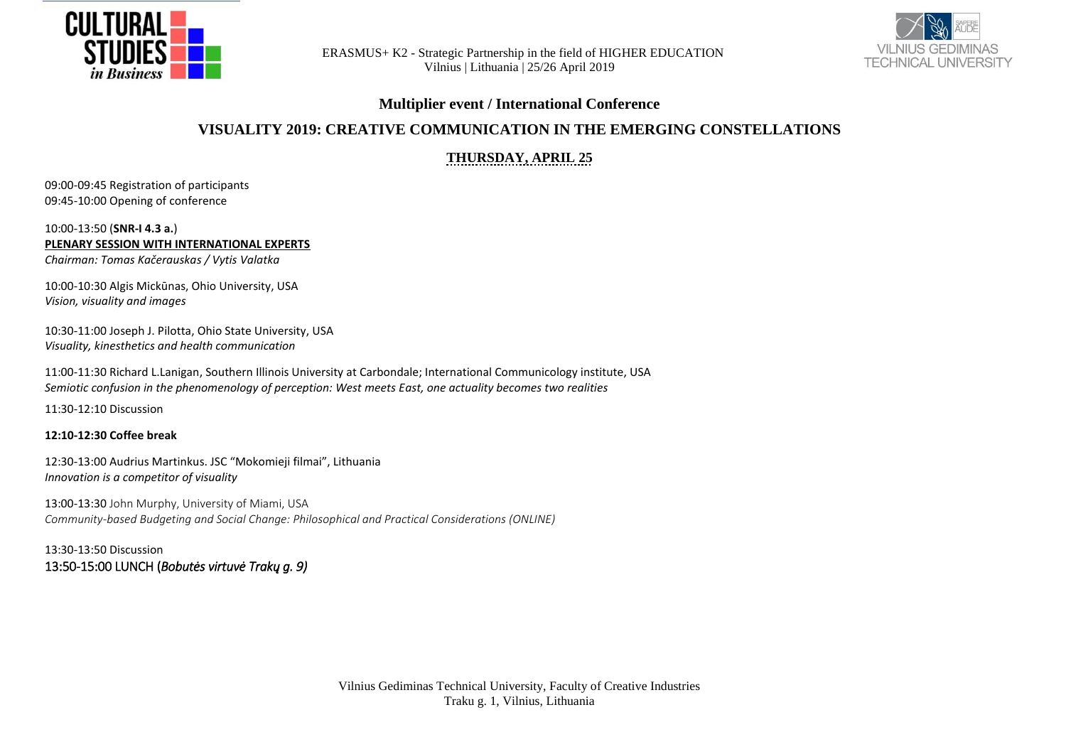ERASMUS+ K2 - Strategic Partnership in the field of HIGHER EDUCATION
Vilnius | Lithuania | 25/26 April 2019

## Multiplier event / International Conference

## VISUALITY 2019: CREATIVE COMMUNICATION IN THE EMERGING CONSTELLATIONS

### THURSDAY, APRIL 25

09:00-09:45 Registration of participants
09:45-10:00 Opening of conference

10:00-13:50 (**SNR-I 4.3 a.**)
**PLENARY SESSION WITH INTERNATIONAL EXPERTS**
*Chairman: Tomas Kačerauskas / Vytis Valatka*

10:00-10:30 Algis Mickūnas, Ohio University, USA
*Vision, visuality and images*

10:30-11:00 Joseph J. Pilotta, Ohio State University, USA
*Visuality, kinesthetics and health communication*

11:00-11:30 Richard L.Lanigan, Southern Illinois University at Carbondale; International Communicology institute, USA
*Semiotic confusion in the phenomenology of perception: West meets East, one actuality becomes two realities*

11:30-12:10 Discussion

**12:10-12:30 Coffee break**

12:30-13:00 Audrius Martinkus. JSC "Mokomieji filmai", Lithuania
*Innovation is a competitor of visuality*

13:00-13:30 John Murphy, University of Miami, USA
*Community-based Budgeting and Social Change: Philosophical and Practical Considerations (ONLINE)*

13:30-13:50 Discussion
13:50-15:00 LUNCH (*Bobutės virtuvė Trakų g. 9)*

Vilnius Gediminas Technical University, Faculty of Creative Industries
Traku g. 1, Vilnius, Lithuania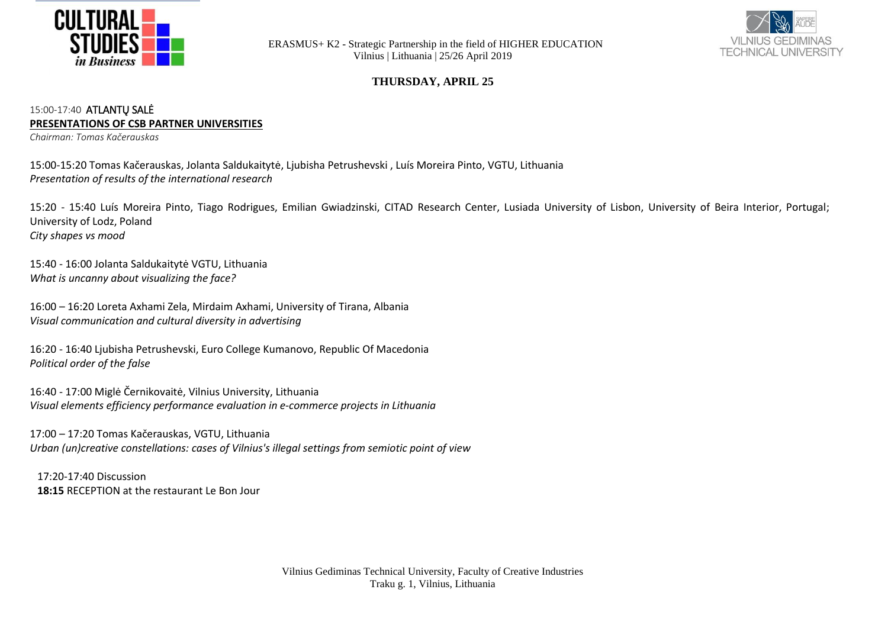ERASMUS+ K2 - Strategic Partnership in the field of HIGHER EDUCATION
Vilnius | Lithuania | 25/26 April 2019

## THURSDAY, APRIL 25

15:00-17:40 ATLANTŲ SALĖ

**PRESENTATIONS OF CSB PARTNER UNIVERSITIES**

*Chairman: Tomas Kačerauskas*

15:00-15:20 Tomas Kačerauskas, Jolanta Saldukaitytė, Ljubisha Petrushevski , Luís Moreira Pinto, VGTU, Lithuania
*Presentation of results of the international research*

15:20 - 15:40 Luís Moreira Pinto, Tiago Rodrigues, Emilian Gwiadzinski, CITAD Research Center, Lusiada University of Lisbon, University of Beira Interior, Portugal; University of Lodz, Poland
*City shapes vs mood*

15:40 - 16:00 Jolanta Saldukaitytė VGTU, Lithuania
*What is uncanny about visualizing the face?*

16:00 – 16:20 Loreta Axhami Zela, Mirdaim Axhami, University of Tirana, Albania
*Visual communication and cultural diversity in advertising*

16:20 - 16:40 Ljubisha Petrushevski, Euro College Kumanovo, Republic Of Macedonia
*Political order of the false*

16:40 - 17:00 Miglė Černikovaitė, Vilnius University, Lithuania
*Visual elements efficiency performance evaluation in e-commerce projects in Lithuania*

17:00 – 17:20 Tomas Kačerauskas, VGTU, Lithuania
*Urban (un)creative constellations: cases of Vilnius's illegal settings from semiotic point of view*

17:20-17:40 Discussion

**18:15** RECEPTION at the restaurant Le Bon Jour

Vilnius Gediminas Technical University, Faculty of Creative Industries
Traku g. 1, Vilnius, Lithuania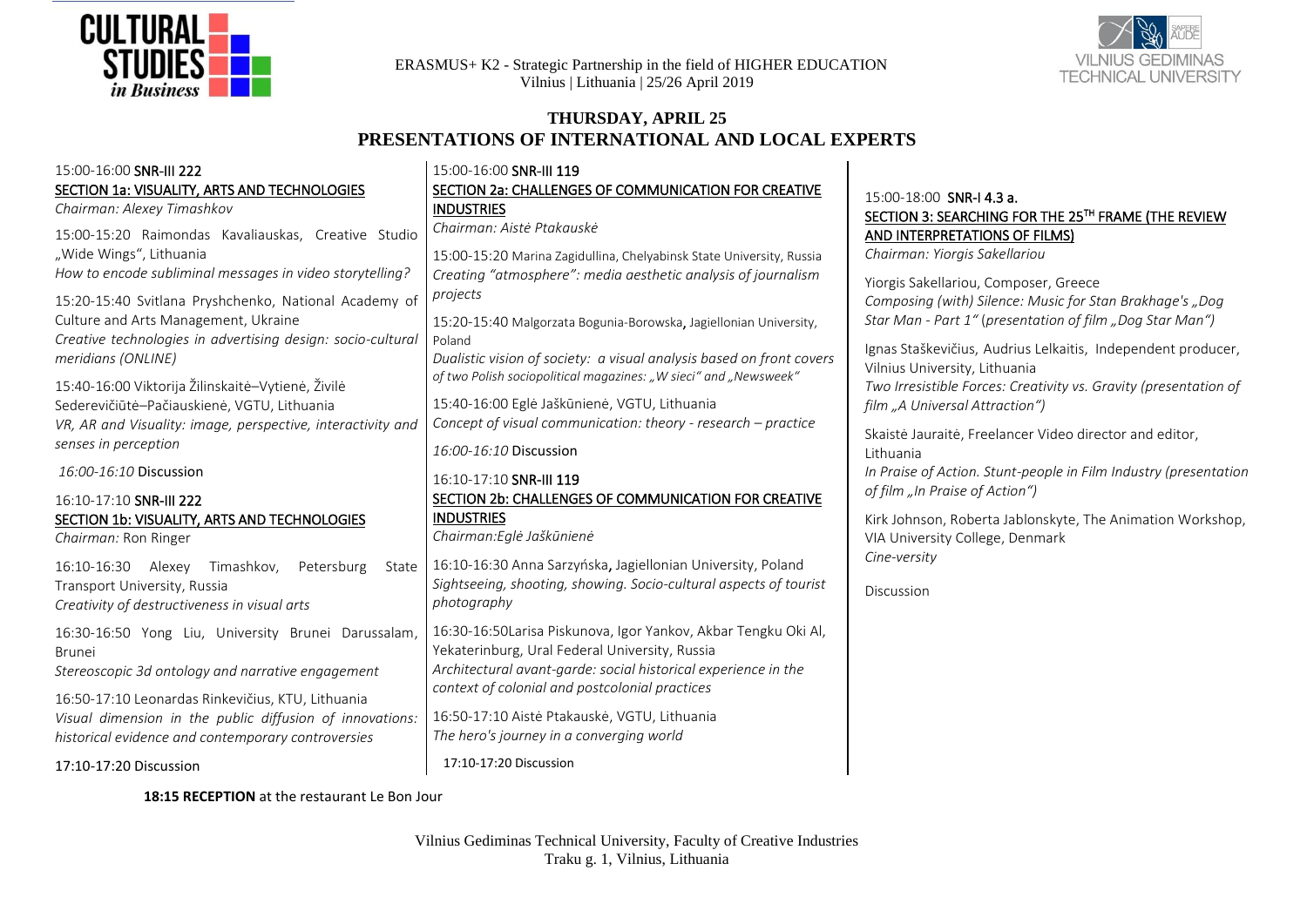ERASMUS+ K2 - Strategic Partnership in the field of HIGHER EDUCATION
Vilnius | Lithuania | 25/26 April 2019

## THURSDAY, APRIL 25

## PRESENTATIONS OF INTERNATIONAL AND LOCAL EXPERTS

15:00-16:00 **SNR-III 222**

### SECTION 1a: VISUALITY, ARTS AND TECHNOLOGIES

*Chairman: Alexey Timashkov*

15:00-15:20 Raimondas Kavaliauskas, Creative Studio „Wide Wings“, Lithuania
*How to encode subliminal messages in video storytelling?*

15:20-15:40 Svitlana Pryshchenko, National Academy of Culture and Arts Management, Ukraine
*Creative technologies in advertising design: socio-cultural meridians (ONLINE)*

15:40-16:00 Viktorija Žilinskaitė–Vytienė, Živilė Sederevičiūtė–Pačiauskienė, VGTU, Lithuania
*VR, AR and Visuality: image, perspective, interactivity and senses in perception*

*16:00-16:10* Discussion

16:10-17:10 **SNR-III 222**

### SECTION 1b: VISUALITY, ARTS AND TECHNOLOGIES

*Chairman:* Ron Ringer

16:10-16:30 Alexey Timashkov, Petersburg State Transport University, Russia
*Creativity of destructiveness in visual arts*

16:30-16:50 Yong Liu, University Brunei Darussalam, Brunei
*Stereoscopic 3d ontology and narrative engagement*

16:50-17:10 Leonardas Rinkevičius, KTU, Lithuania
*Visual dimension in the public diffusion of innovations: historical evidence and contemporary controversies*

17:10-17:20 Discussion

15:00-16:00 **SNR-III 119**

### SECTION 2a: CHALLENGES OF COMMUNICATION FOR CREATIVE INDUSTRIES

*Chairman: Aistė Ptakauskė*

15:00-15:20 Marina Zagidullina, Chelyabinsk State University, Russia
*Creating “atmosphere”: media aesthetic analysis of journalism projects*

15:20-15:40 Malgorzata Bogunia-Borowska, Jagiellonian University, Poland
*Dualistic vision of society: a visual analysis based on front covers of two Polish sociopolitical magazines: „W sieci“ and „Newsweek“*

15:40-16:00 Eglė Jaškūnienė, VGTU, Lithuania
*Concept of visual communication: theory - research – practice*

*16:00-16:10* Discussion

16:10-17:10 **SNR-III 119**

### SECTION 2b: CHALLENGES OF COMMUNICATION FOR CREATIVE INDUSTRIES

*Chairman:Eglė Jaškūnienė*

16:10-16:30 Anna Sarzyńska, Jagiellonian University, Poland
*Sightseeing, shooting, showing. Socio-cultural aspects of tourist photography*

16:30-16:50Larisa Piskunova, Igor Yankov, Akbar Tengku Oki Al, Yekaterinburg, Ural Federal University, Russia
*Architectural avant-garde: social historical experience in the context of colonial and postcolonial practices*

16:50-17:10 Aistė Ptakauskė, VGTU, Lithuania
*The hero's journey in a converging world*

17:10-17:20 Discussion

15:00-18:00 **SNR-I 4.3 a.**

### SECTION 3: SEARCHING FOR THE 25TH FRAME (THE REVIEW AND INTERPRETATIONS OF FILMS)

*Chairman: Yiorgis Sakellariou*

Yiorgis Sakellariou, Composer, Greece
*Composing (with) Silence: Music for Stan Brakhage's „Dog Star Man - Part 1“ (presentation of film „Dog Star Man“)*

Ignas Staškevičius, Audrius Lelkaitis, Independent producer, Vilnius University, Lithuania
*Two Irresistible Forces: Creativity vs. Gravity (presentation of film „A Universal Attraction“)*

Skaistė Jauraitė, Freelancer Video director and editor, Lithuania
*In Praise of Action. Stunt-people in Film Industry (presentation of film „In Praise of Action“)*

Kirk Johnson, Roberta Jablonskyte, The Animation Workshop, VIA University College, Denmark
*Cine-versity*

Discussion

**18:15 RECEPTION** at the restaurant Le Bon Jour

Vilnius Gediminas Technical University, Faculty of Creative Industries
Traku g. 1, Vilnius, Lithuania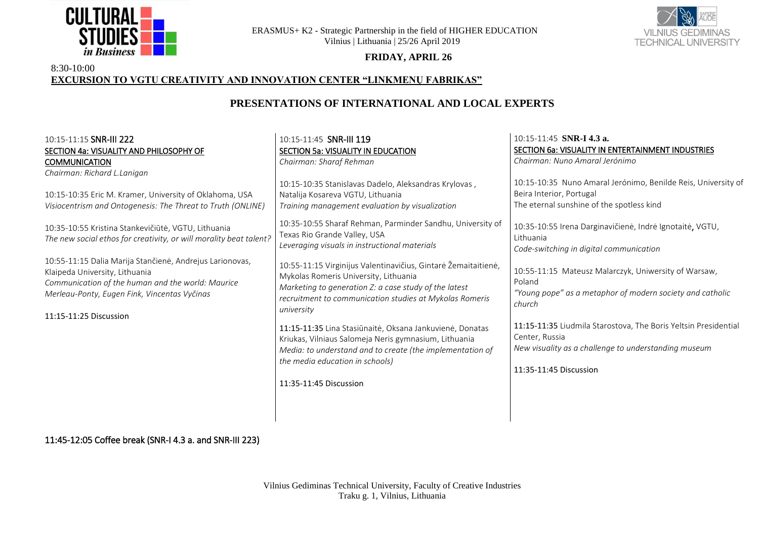ERASMUS+ K2 - Strategic Partnership in the field of HIGHER EDUCATION
Vilnius | Lithuania | 25/26 April 2019

**FRIDAY, APRIL 26**

8:30-10:00
**EXCURSION TO VGTU CREATIVITY AND INNOVATION CENTER "LINKMENŲ FABRIKAS"**

## PRESENTATIONS OF INTERNATIONAL AND LOCAL EXPERTS

10:15-11:15 **SNR-III 222**
SECTION 4a: VISUALITY AND PHILOSOPHY OF COMMUNICATION
*Chairman: Richard L.Lanigan*

10:15-10:35 Eric M. Kramer, University of Oklahoma, USA
*Visiocentrism and Ontogenesis: The Threat to Truth (ONLINE)*

10:35-10:55 Kristina Stankevičiūtė, VGTU, Lithuania
*The new social ethos for creativity, or will morality beat talent?*

10:55-11:15 Dalia Marija Stančienė, Andrejus Larionovas, Klaipeda University, Lithuania
*Communication of the human and the world: Maurice Merleau-Ponty, Eugen Fink, Vincentas Vyčinas*

11:15-11:25 Discussion

10:15-11:45 **SNR-III 119**
SECTION 5a: VISUALITY IN EDUCATION
*Chairman: Sharaf Rehman*

10:15-10:35 Stanislavas Dadelo, Aleksandras Krylovas , Natalija Kosareva VGTU, Lithuania
*Training management evaluation by visualization*

10:35-10:55 Sharaf Rehman, Parminder Sandhu, University of Texas Rio Grande Valley, USA
*Leveraging visuals in instructional materials*

10:55-11:15 Virginijus Valentinavičius, Gintarė Žemaitaitienė, Mykolas Romeris University, Lithuania
*Marketing to generation Z: a case study of the latest recruitment to communication studies at Mykolas Romeris university*

11:15-11:35 Lina Stasiūnaitė, Oksana Jankuvienė, Donatas Kriukas, Vilniaus Salomeja Neris gymnasium, Lithuania
*Media: to understand and to create (the implementation of the media education in schools)*

11:35-11:45 Discussion

10:15-11:45 **SNR-I 4.3 a.**
SECTION 6a: VISUALITY IN ENTERTAINMENT INDUSTRIES
*Chairman: Nuno Amaral Jerónimo*

10:15-10:35 Nuno Amaral Jerónimo, Benilde Reis, University of Beira Interior, Portugal
The eternal sunshine of the spotless kind

10:35-10:55 Irena Darginavičienė, Indrė Ignotaitė, VGTU, Lithuania
*Code-switching in digital communication*

10:55-11:15 Mateusz Malarczyk, Uniwersity of Warsaw, Poland
*"Young pope" as a metaphor of modern society and catholic church*

11:15-11:35 Liudmila Starostova, The Boris Yeltsin Presidential Center, Russia
*New visuality as a challenge to understanding museum*

11:35-11:45 Discussion

11:45-12:05 Coffee break (SNR-I 4.3 a. and SNR-III 223)

Vilnius Gediminas Technical University, Faculty of Creative Industries
Traku g. 1, Vilnius, Lithuania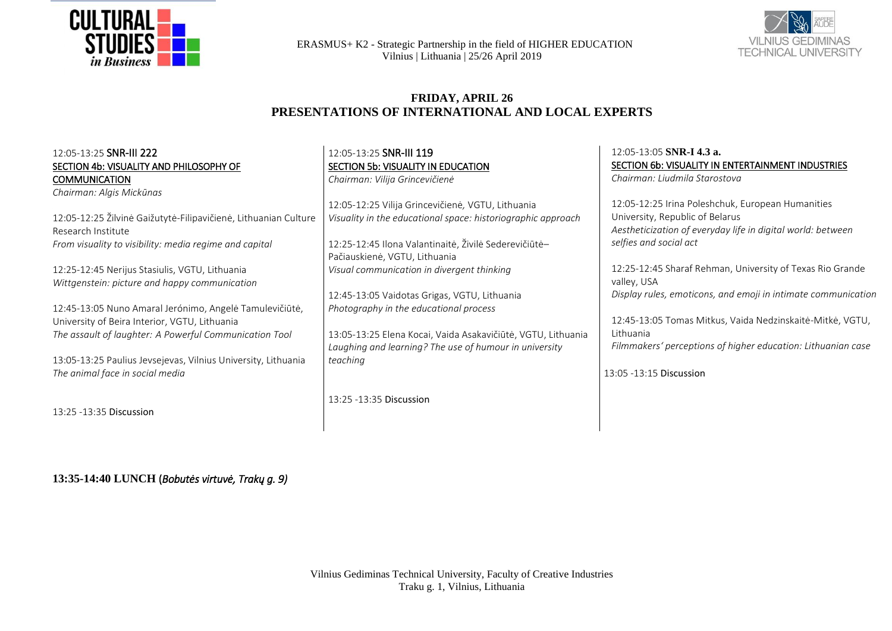## FRIDAY, APRIL 26
## PRESENTATIONS OF INTERNATIONAL AND LOCAL EXPERTS

12:05-13:25 **SNR-III 222**
SECTION 4b: VISUALITY AND PHILOSOPHY OF COMMUNICATION
*Chairman: Algis Mickūnas*

12:05-12:25 Žilvinė Gaižutytė-Filipavičienė, Lithuanian Culture Research Institute
*From visuality to visibility: media regime and capital*

12:25-12:45 Nerijus Stasiulis, VGTU, Lithuania
*Wittgenstein: picture and happy communication*

12:45-13:05 Nuno Amaral Jerónimo, Angelė Tamulevičiūtė, University of Beira Interior, VGTU, Lithuania
*The assault of laughter: A Powerful Communication Tool*

13:05-13:25 Paulius Jevsejevas, Vilnius University, Lithuania
*The animal face in social media*

13:25 -13:35 Discussion

12:05-13:25 **SNR-III 119**
SECTION 5b: VISUALITY IN EDUCATION
*Chairman: Vilija Grincevičienė*

12:05-12:25 Vilija Grincevičienė, VGTU, Lithuania
*Visuality in the educational space: historiographic approach*

12:25-12:45 Ilona Valantinaitė, Živilė Sederevičiūtė–Pačiauskienė, VGTU, Lithuania
*Visual communication in divergent thinking*

12:45-13:05 Vaidotas Grigas, VGTU, Lithuania
*Photography in the educational process*

13:05-13:25 Elena Koci, Vaida Asakavičiūtė, VGTU, Lithuania
*Laughing and learning? The use of humour in university teaching*

13:25 -13:35 Discussion

12:05-13:05 **SNR-I 4.3 a.**
SECTION 6b: VISUALITY IN ENTERTAINMENT INDUSTRIES
*Chairman: Liudmila Starostova*

12:05-12:25 Irina Poleshchuk, European Humanities University, Republic of Belarus
*Aestheticization of everyday life in digital world: between selfies and social act*

12:25-12:45 Sharaf Rehman, University of Texas Rio Grande valley, USA
*Display rules, emoticons, and emoji in intimate communication*

12:45-13:05 Tomas Mitkus, Vaida Nedzinskaitė-Mitkė, VGTU, Lithuania
*Filmmakers' perceptions of higher education: Lithuanian case*

13:05 -13:15 Discussion

**13:35-14:40 LUNCH** (*Bobutės virtuvė, Trakų g. 9)*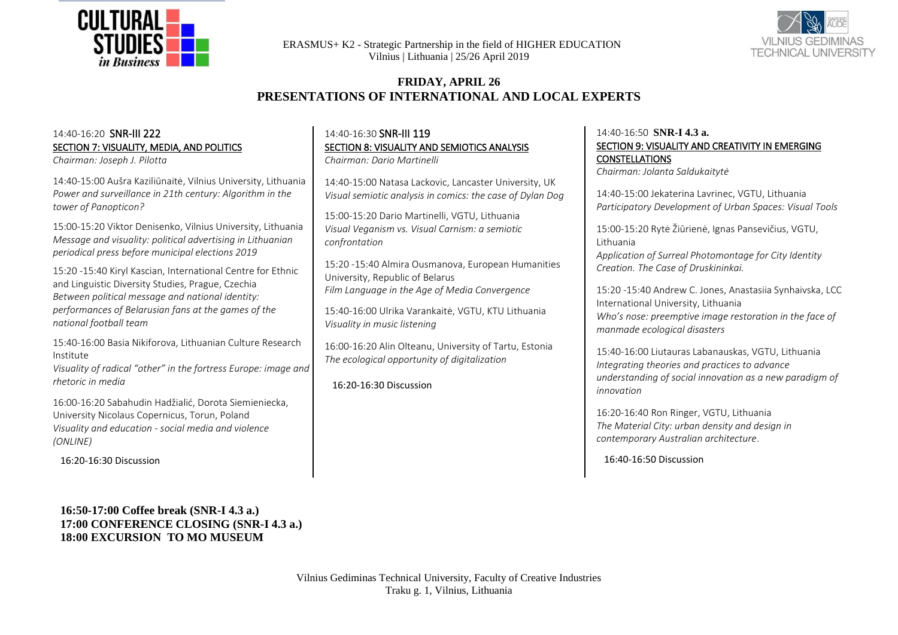## FRIDAY, APRIL 26
## PRESENTATIONS OF INTERNATIONAL AND LOCAL EXPERTS

14:40-16:20 **SNR-III 222**
**SECTION 7: VISUALITY, MEDIA, AND POLITICS**
*Chairman: Joseph J. Pilotta*

14:40-15:00 Aušra Kaziliūnaitė, Vilnius University, Lithuania
*Power and surveillance in 21th century: Algorithm in the tower of Panopticon?*

15:00-15:20 Viktor Denisenko, Vilnius University, Lithuania
*Message and visuality: political advertising in Lithuanian periodical press before municipal elections 2019*

15:20 -15:40 Kiryl Kascian, International Centre for Ethnic and Linguistic Diversity Studies, Prague, Czechia
*Between political message and national identity: performances of Belarusian fans at the games of the national football team*

15:40-16:00 Basia Nikiforova, Lithuanian Culture Research Institute
*Visuality of radical "other" in the fortress Europe: image and rhetoric in media*

16:00-16:20 Sabahudin Hadžialić, Dorota Siemieniecka, University Nicolaus Copernicus, Torun, Poland
*Visuality and education - social media and violence (ONLINE)*

16:20-16:30 Discussion

14:40-16:30 **SNR-III 119**
**SECTION 8: VISUALITY AND SEMIOTICS ANALYSIS**
*Chairman: Dario Martinelli*

14:40-15:00 Natasa Lackovic, Lancaster University, UK
*Visual semiotic analysis in comics: the case of Dylan Dog*

15:00-15:20 Dario Martinelli, VGTU, Lithuania
*Visual Veganism vs. Visual Carnism: a semiotic confrontation*

15:20 -15:40 Almira Ousmanova, European Humanities University, Republic of Belarus
*Film Language in the Age of Media Convergence*

15:40-16:00 Ulrika Varankaitė, VGTU, KTU Lithuania
*Visuality in music listening*

16:00-16:20 Alin Olteanu, University of Tartu, Estonia
*The ecological opportunity of digitalization*

16:20-16:30 Discussion

14:40-16:50 **SNR-I 4.3 a.**
**SECTION 9: VISUALITY AND CREATIVITY IN EMERGING CONSTELLATIONS**
*Chairman: Jolanta Saldukaitytė*

14:40-15:00 Jekaterina Lavrinec, VGTU, Lithuania
*Participatory Development of Urban Spaces: Visual Tools*

15:00-15:20 Rytė Žiūrienė, Ignas Pansevičius, VGTU, Lithuania
*Application of Surreal Photomontage for City Identity Creation. The Case of Druskininkai.*

15:20 -15:40 Andrew C. Jones, Anastasiia Synhaivska, LCC International University, Lithuania
*Who's nose: preemptive image restoration in the face of manmade ecological disasters*

15:40-16:00 Liutauras Labanauskas, VGTU, Lithuania
*Integrating theories and practices to advance understanding of social innovation as a new paradigm of innovation*

16:20-16:40 Ron Ringer, VGTU, Lithuania
*The Material City: urban density and design in contemporary Australian architecture*.

16:40-16:50 Discussion

**16:50-17:00 Coffee break (SNR-I 4.3 a.)**
**17:00 CONFERENCE CLOSING (SNR-I 4.3 a.)**
**18:00 EXCURSION TO MO MUSEUM**